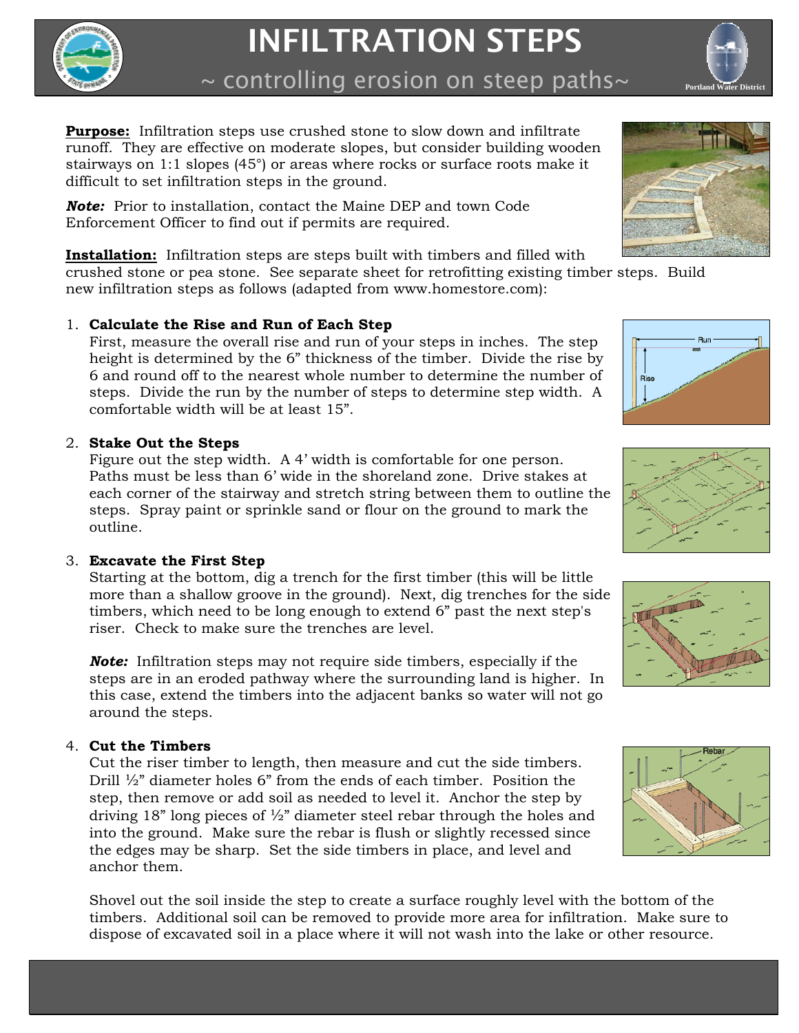# INFILTRATION STEPS

## ~ controlling erosion on steep paths~

**Purpose:** Infiltration steps use crushed stone to slow down and infiltrate runoff. They are effective on moderate slopes, but consider building wooden stairways on 1:1 slopes (45°) or areas where rocks or surface roots make it difficult to set infiltration steps in the ground.

***Note:*** Prior to installation, contact the Maine DEP and town Code Enforcement Officer to find out if permits are required.

**Installation:** Infiltration steps are steps built with timbers and filled with crushed stone or pea stone. See separate sheet for retrofitting existing timber steps. Build new infiltration steps as follows (adapted from www.homestore.com):

1. **Calculate the Rise and Run of Each Step**
   First, measure the overall rise and run of your steps in inches. The step height is determined by the 6" thickness of the timber. Divide the rise by 6 and round off to the nearest whole number to determine the number of steps. Divide the run by the number of steps to determine step width. A comfortable width will be at least 15".

2. **Stake Out the Steps**
   Figure out the step width. A 4' width is comfortable for one person. Paths must be less than 6' wide in the shoreland zone. Drive stakes at each corner of the stairway and stretch string between them to outline the steps. Spray paint or sprinkle sand or flour on the ground to mark the outline.

3. **Excavate the First Step**
   Starting at the bottom, dig a trench for the first timber (this will be little more than a shallow groove in the ground). Next, dig trenches for the side timbers, which need to be long enough to extend 6" past the next step's riser. Check to make sure the trenches are level.

   ***Note:*** Infiltration steps may not require side timbers, especially if the steps are in an eroded pathway where the surrounding land is higher. In this case, extend the timbers into the adjacent banks so water will not go around the steps.

4. **Cut the Timbers**
   Cut the riser timber to length, then measure and cut the side timbers. Drill ½" diameter holes 6" from the ends of each timber. Position the step, then remove or add soil as needed to level it. Anchor the step by driving 18" long pieces of ½" diameter steel rebar through the holes and into the ground. Make sure the rebar is flush or slightly recessed since the edges may be sharp. Set the side timbers in place, and level and anchor them.

   Shovel out the soil inside the step to create a surface roughly level with the bottom of the timbers. Additional soil can be removed to provide more area for infiltration. Make sure to dispose of excavated soil in a place where it will not wash into the lake or other resource.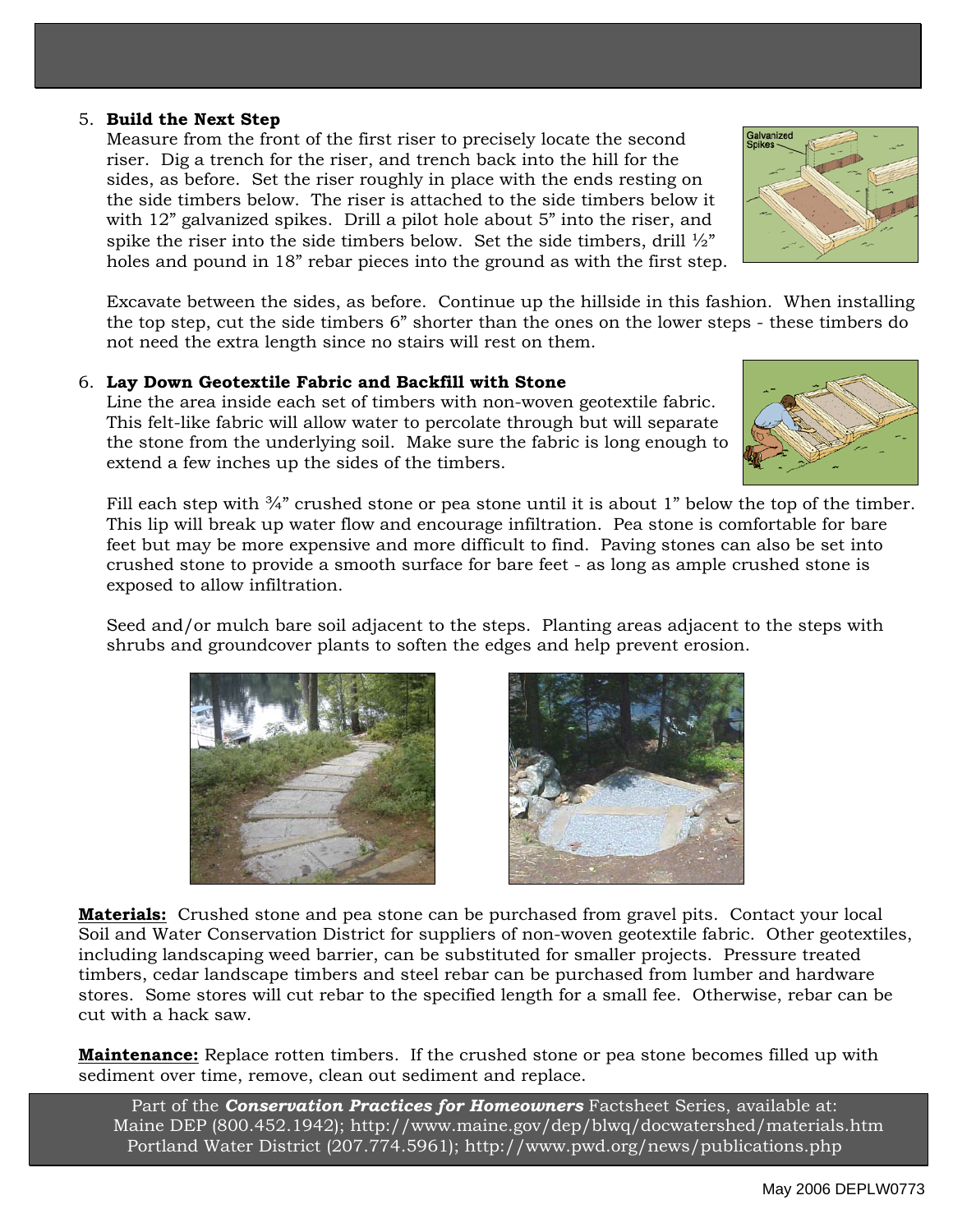5. **Build the Next Step**
   Measure from the front of the first riser to precisely locate the second riser. Dig a trench for the riser, and trench back into the hill for the sides, as before. Set the riser roughly in place with the ends resting on the side timbers below. The riser is attached to the side timbers below it with 12" galvanized spikes. Drill a pilot hole about 5" into the riser, and spike the riser into the side timbers below. Set the side timbers, drill ½" holes and pound in 18" rebar pieces into the ground as with the first step.

   Excavate between the sides, as before. Continue up the hillside in this fashion. When installing the top step, cut the side timbers 6" shorter than the ones on the lower steps - these timbers do not need the extra length since no stairs will rest on them.

6. **Lay Down Geotextile Fabric and Backfill with Stone**
   Line the area inside each set of timbers with non-woven geotextile fabric. This felt-like fabric will allow water to percolate through but will separate the stone from the underlying soil. Make sure the fabric is long enough to extend a few inches up the sides of the timbers.

   Fill each step with ¾" crushed stone or pea stone until it is about 1" below the top of the timber. This lip will break up water flow and encourage infiltration. Pea stone is comfortable for bare feet but may be more expensive and more difficult to find. Paving stones can also be set into crushed stone to provide a smooth surface for bare feet - as long as ample crushed stone is exposed to allow infiltration.

   Seed and/or mulch bare soil adjacent to the steps. Planting areas adjacent to the steps with shrubs and groundcover plants to soften the edges and help prevent erosion.

**Materials:** Crushed stone and pea stone can be purchased from gravel pits. Contact your local Soil and Water Conservation District for suppliers of non-woven geotextile fabric. Other geotextiles, including landscaping weed barrier, can be substituted for smaller projects. Pressure treated timbers, cedar landscape timbers and steel rebar can be purchased from lumber and hardware stores. Some stores will cut rebar to the specified length for a small fee. Otherwise, rebar can be cut with a hack saw.

**Maintenance:** Replace rotten timbers. If the crushed stone or pea stone becomes filled up with sediment over time, remove, clean out sediment and replace.

Part of the ***Conservation Practices for Homeowners*** Factsheet Series, available at:
Maine DEP (800.452.1942); http://www.maine.gov/dep/blwq/docwatershed/materials.htm
Portland Water District (207.774.5961); http://www.pwd.org/news/publications.php

May 2006 DEPLW0773